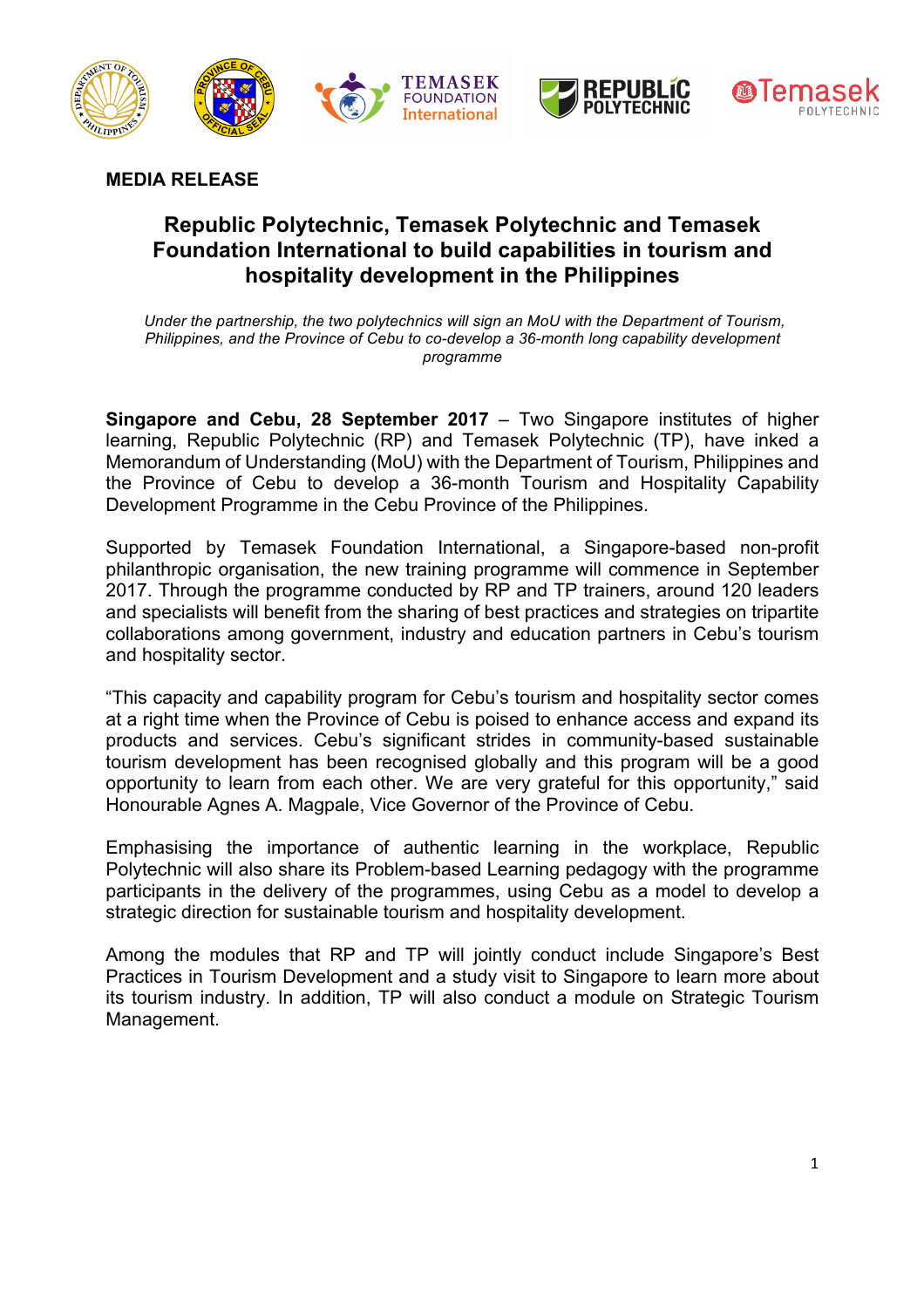**MEDIA RELEASE**

# Republic Polytechnic, Temasek Polytechnic and Temasek Foundation International to build capabilities in tourism and hospitality development in the Philippines

*Under the partnership, the two polytechnics will sign an MoU with the Department of Tourism, Philippines, and the Province of Cebu to co-develop a 36-month long capability development programme*

**Singapore and Cebu, 28 September 2017** – Two Singapore institutes of higher learning, Republic Polytechnic (RP) and Temasek Polytechnic (TP), have inked a Memorandum of Understanding (MoU) with the Department of Tourism, Philippines and the Province of Cebu to develop a 36-month Tourism and Hospitality Capability Development Programme in the Cebu Province of the Philippines.

Supported by Temasek Foundation International, a Singapore-based non-profit philanthropic organisation, the new training programme will commence in September 2017. Through the programme conducted by RP and TP trainers, around 120 leaders and specialists will benefit from the sharing of best practices and strategies on tripartite collaborations among government, industry and education partners in Cebu's tourism and hospitality sector.

"This capacity and capability program for Cebu's tourism and hospitality sector comes at a right time when the Province of Cebu is poised to enhance access and expand its products and services. Cebu's significant strides in community-based sustainable tourism development has been recognised globally and this program will be a good opportunity to learn from each other. We are very grateful for this opportunity," said Honourable Agnes A. Magpale, Vice Governor of the Province of Cebu.

Emphasising the importance of authentic learning in the workplace, Republic Polytechnic will also share its Problem-based Learning pedagogy with the programme participants in the delivery of the programmes, using Cebu as a model to develop a strategic direction for sustainable tourism and hospitality development.

Among the modules that RP and TP will jointly conduct include Singapore's Best Practices in Tourism Development and a study visit to Singapore to learn more about its tourism industry. In addition, TP will also conduct a module on Strategic Tourism Management.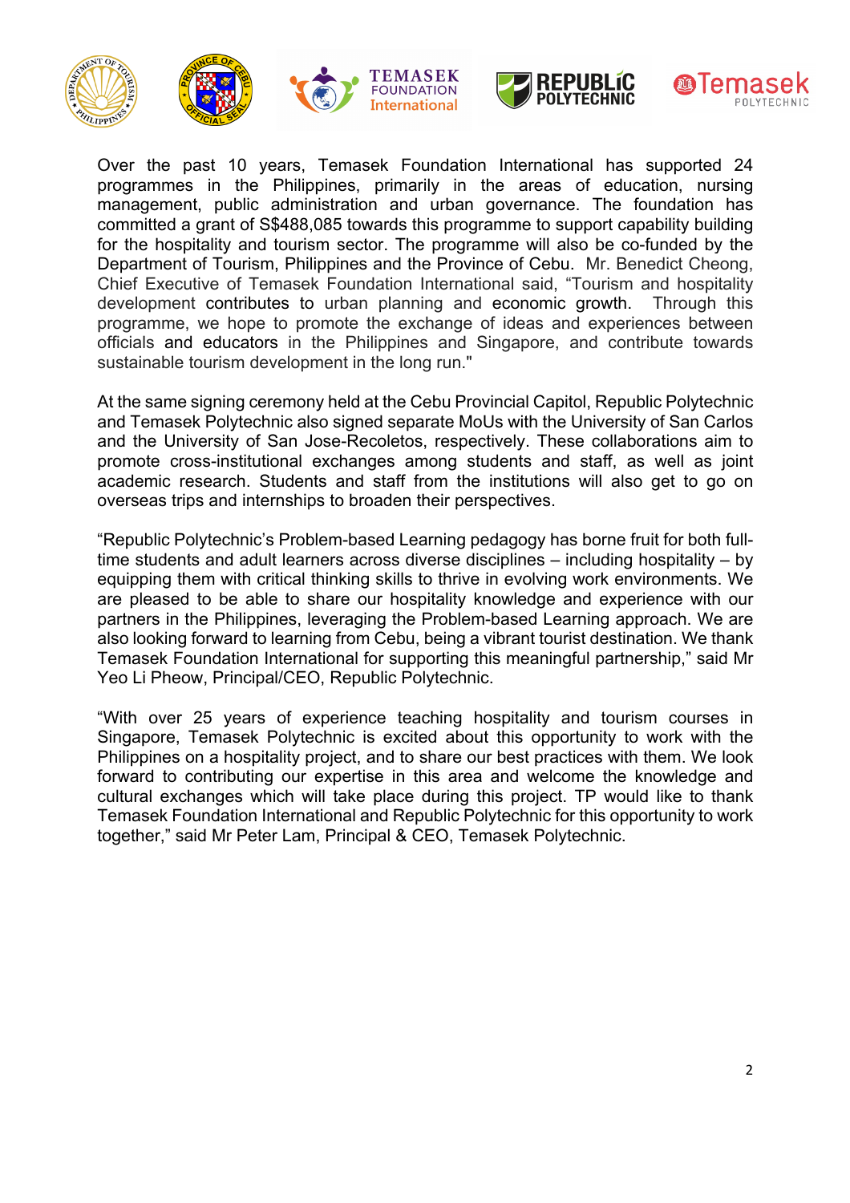Over the past 10 years, Temasek Foundation International has supported 24 programmes in the Philippines, primarily in the areas of education, nursing management, public administration and urban governance. The foundation has committed a grant of S$488,085 towards this programme to support capability building for the hospitality and tourism sector. The programme will also be co-funded by the Department of Tourism, Philippines and the Province of Cebu. Mr. Benedict Cheong, Chief Executive of Temasek Foundation International said, "Tourism and hospitality development contributes to urban planning and economic growth. Through this programme, we hope to promote the exchange of ideas and experiences between officials and educators in the Philippines and Singapore, and contribute towards sustainable tourism development in the long run."

At the same signing ceremony held at the Cebu Provincial Capitol, Republic Polytechnic and Temasek Polytechnic also signed separate MoUs with the University of San Carlos and the University of San Jose-Recoletos, respectively. These collaborations aim to promote cross-institutional exchanges among students and staff, as well as joint academic research. Students and staff from the institutions will also get to go on overseas trips and internships to broaden their perspectives.

"Republic Polytechnic's Problem-based Learning pedagogy has borne fruit for both full-time students and adult learners across diverse disciplines – including hospitality – by equipping them with critical thinking skills to thrive in evolving work environments. We are pleased to be able to share our hospitality knowledge and experience with our partners in the Philippines, leveraging the Problem-based Learning approach. We are also looking forward to learning from Cebu, being a vibrant tourist destination. We thank Temasek Foundation International for supporting this meaningful partnership," said Mr Yeo Li Pheow, Principal/CEO, Republic Polytechnic.

"With over 25 years of experience teaching hospitality and tourism courses in Singapore, Temasek Polytechnic is excited about this opportunity to work with the Philippines on a hospitality project, and to share our best practices with them. We look forward to contributing our expertise in this area and welcome the knowledge and cultural exchanges which will take place during this project. TP would like to thank Temasek Foundation International and Republic Polytechnic for this opportunity to work together," said Mr Peter Lam, Principal & CEO, Temasek Polytechnic.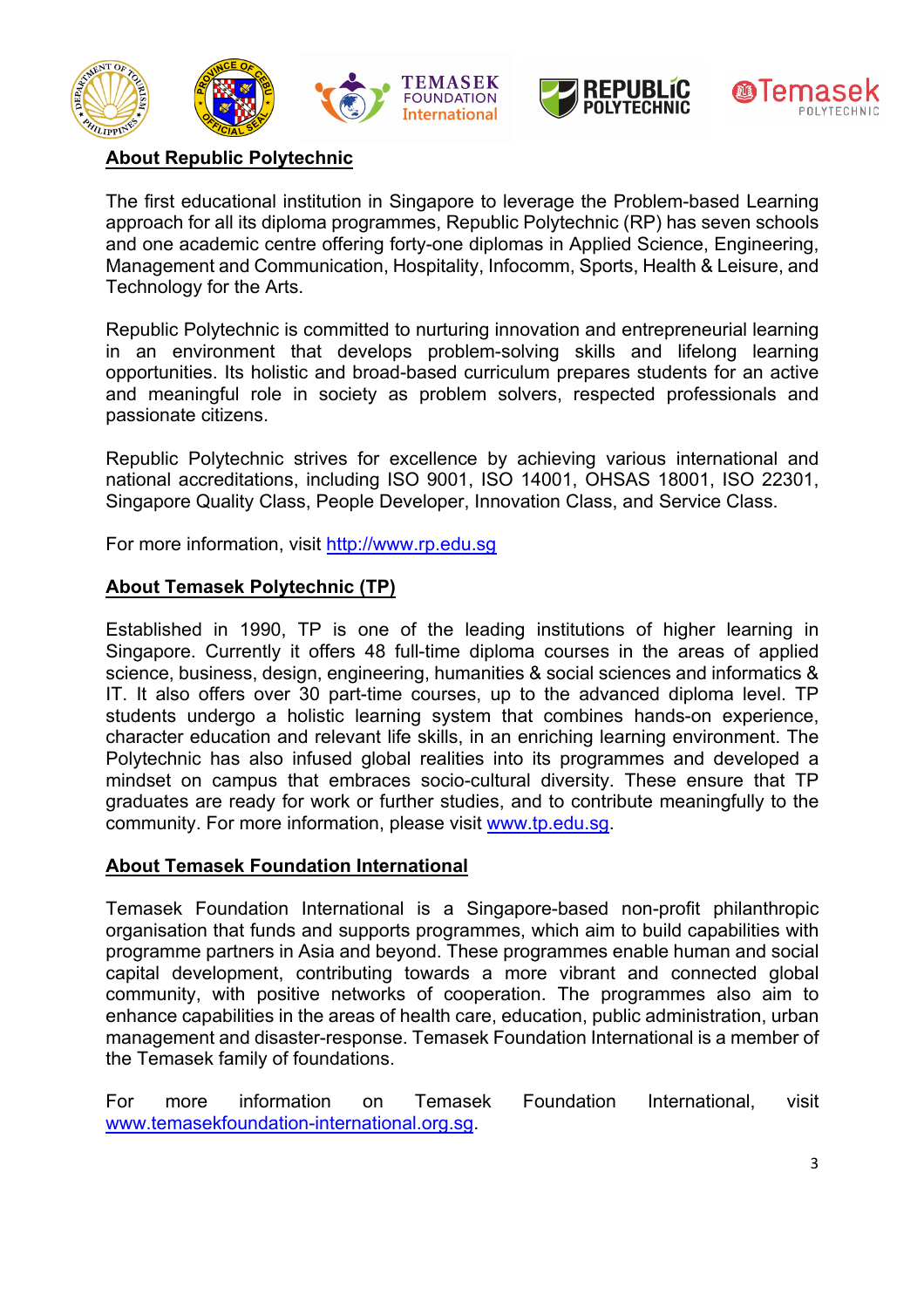## About Republic Polytechnic

The first educational institution in Singapore to leverage the Problem-based Learning approach for all its diploma programmes, Republic Polytechnic (RP) has seven schools and one academic centre offering forty-one diplomas in Applied Science, Engineering, Management and Communication, Hospitality, Infocomm, Sports, Health & Leisure, and Technology for the Arts.

Republic Polytechnic is committed to nurturing innovation and entrepreneurial learning in an environment that develops problem-solving skills and lifelong learning opportunities. Its holistic and broad-based curriculum prepares students for an active and meaningful role in society as problem solvers, respected professionals and passionate citizens.

Republic Polytechnic strives for excellence by achieving various international and national accreditations, including ISO 9001, ISO 14001, OHSAS 18001, ISO 22301, Singapore Quality Class, People Developer, Innovation Class, and Service Class.

For more information, visit http://www.rp.edu.sg

## About Temasek Polytechnic (TP)

Established in 1990, TP is one of the leading institutions of higher learning in Singapore. Currently it offers 48 full-time diploma courses in the areas of applied science, business, design, engineering, humanities & social sciences and informatics & IT. It also offers over 30 part-time courses, up to the advanced diploma level. TP students undergo a holistic learning system that combines hands-on experience, character education and relevant life skills, in an enriching learning environment. The Polytechnic has also infused global realities into its programmes and developed a mindset on campus that embraces socio-cultural diversity. These ensure that TP graduates are ready for work or further studies, and to contribute meaningfully to the community. For more information, please visit www.tp.edu.sg.

## About Temasek Foundation International

Temasek Foundation International is a Singapore-based non-profit philanthropic organisation that funds and supports programmes, which aim to build capabilities with programme partners in Asia and beyond. These programmes enable human and social capital development, contributing towards a more vibrant and connected global community, with positive networks of cooperation. The programmes also aim to enhance capabilities in the areas of health care, education, public administration, urban management and disaster-response. Temasek Foundation International is a member of the Temasek family of foundations.

For more information on Temasek Foundation International, visit www.temasekfoundation-international.org.sg.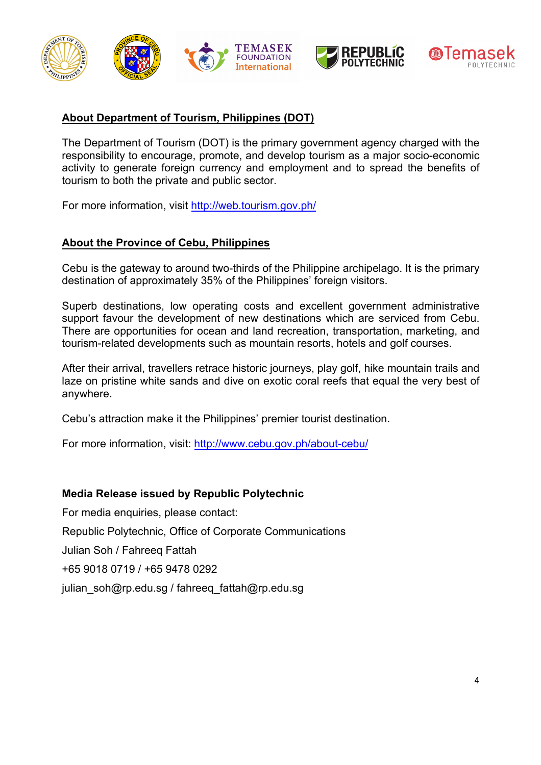## About Department of Tourism, Philippines (DOT)

The Department of Tourism (DOT) is the primary government agency charged with the responsibility to encourage, promote, and develop tourism as a major socio-economic activity to generate foreign currency and employment and to spread the benefits of tourism to both the private and public sector.

For more information, visit http://web.tourism.gov.ph/

## About the Province of Cebu, Philippines

Cebu is the gateway to around two-thirds of the Philippine archipelago. It is the primary destination of approximately 35% of the Philippines' foreign visitors.

Superb destinations, low operating costs and excellent government administrative support favour the development of new destinations which are serviced from Cebu. There are opportunities for ocean and land recreation, transportation, marketing, and tourism-related developments such as mountain resorts, hotels and golf courses.

After their arrival, travellers retrace historic journeys, play golf, hike mountain trails and laze on pristine white sands and dive on exotic coral reefs that equal the very best of anywhere.

Cebu's attraction make it the Philippines' premier tourist destination.

For more information, visit: http://www.cebu.gov.ph/about-cebu/

**Media Release issued by Republic Polytechnic**

For media enquiries, please contact:

Republic Polytechnic, Office of Corporate Communications

Julian Soh / Fahreeq Fattah

+65 9018 0719 / +65 9478 0292

julian_soh@rp.edu.sg / fahreeq_fattah@rp.edu.sg